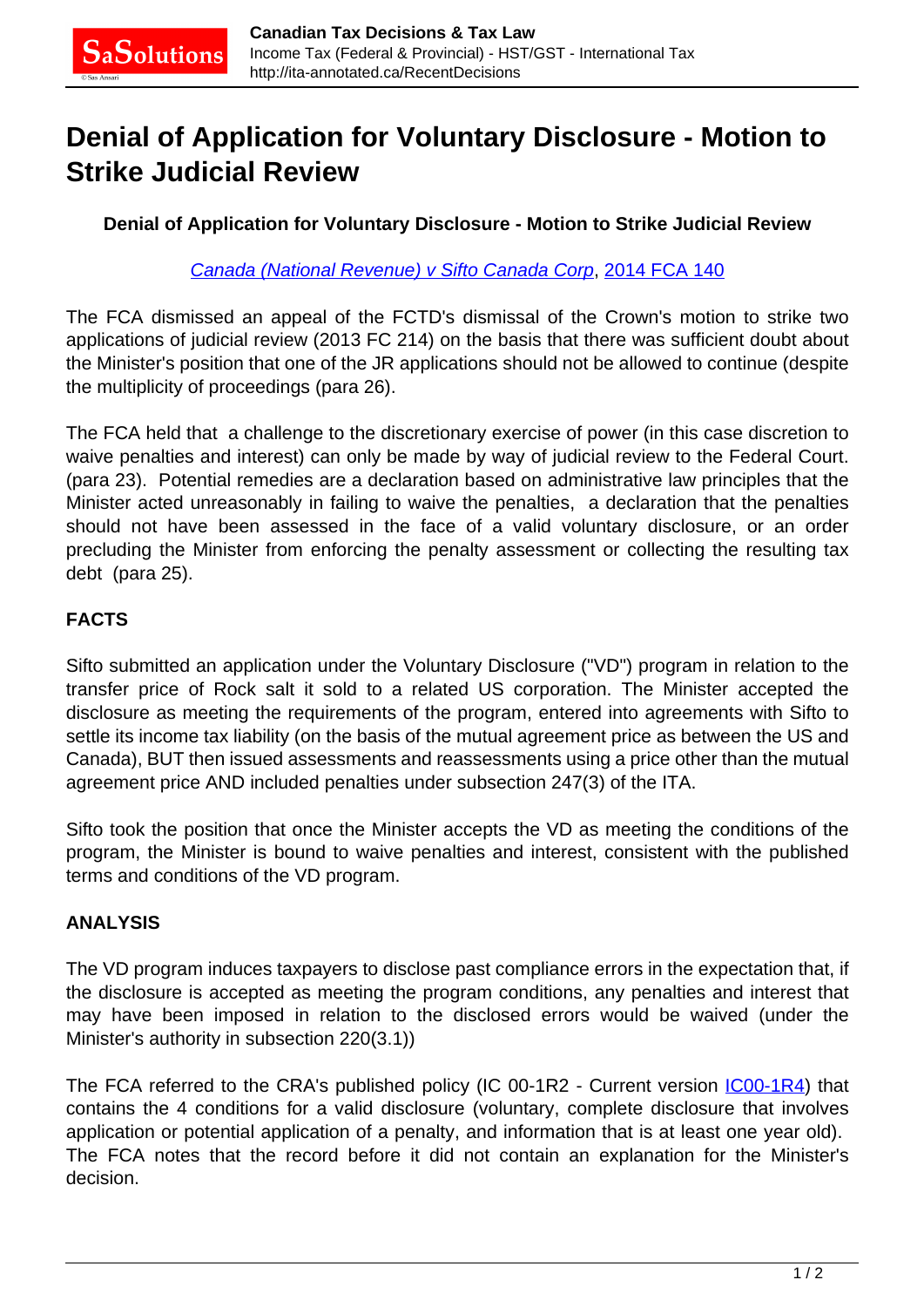# Denial of Application for Voluntary Disclosure - Motion to Strike Judicial Review

**Denial of Application for Voluntary Disclosure - Motion to Strike Judicial Review**

*Canada (National Revenue) v Sifto Canada Corp*, 2014 FCA 140

The FCA dismissed an appeal of the FCTD's dismissal of the Crown's motion to strike two applications of judicial review (2013 FC 214) on the basis that there was sufficient doubt about the Minister's position that one of the JR applications should not be allowed to continue (despite the multiplicity of proceedings (para 26).

The FCA held that a challenge to the discretionary exercise of power (in this case discretion to waive penalties and interest) can only be made by way of judicial review to the Federal Court. (para 23). Potential remedies are a declaration based on administrative law principles that the Minister acted unreasonably in failing to waive the penalties, a declaration that the penalties should not have been assessed in the face of a valid voluntary disclosure, or an order precluding the Minister from enforcing the penalty assessment or collecting the resulting tax debt (para 25).

### FACTS

Sifto submitted an application under the Voluntary Disclosure ("VD") program in relation to the transfer price of Rock salt it sold to a related US corporation. The Minister accepted the disclosure as meeting the requirements of the program, entered into agreements with Sifto to settle its income tax liability (on the basis of the mutual agreement price as between the US and Canada), BUT then issued assessments and reassessments using a price other than the mutual agreement price AND included penalties under subsection 247(3) of the ITA.

Sifto took the position that once the Minister accepts the VD as meeting the conditions of the program, the Minister is bound to waive penalties and interest, consistent with the published terms and conditions of the VD program.

### ANALYSIS

The VD program induces taxpayers to disclose past compliance errors in the expectation that, if the disclosure is accepted as meeting the program conditions, any penalties and interest that may have been imposed in relation to the disclosed errors would be waived (under the Minister's authority in subsection 220(3.1))

The FCA referred to the CRA's published policy (IC 00-1R2 - Current version IC00-1R4) that contains the 4 conditions for a valid disclosure (voluntary, complete disclosure that involves application or potential application of a penalty, and information that is at least one year old). The FCA notes that the record before it did not contain an explanation for the Minister's decision.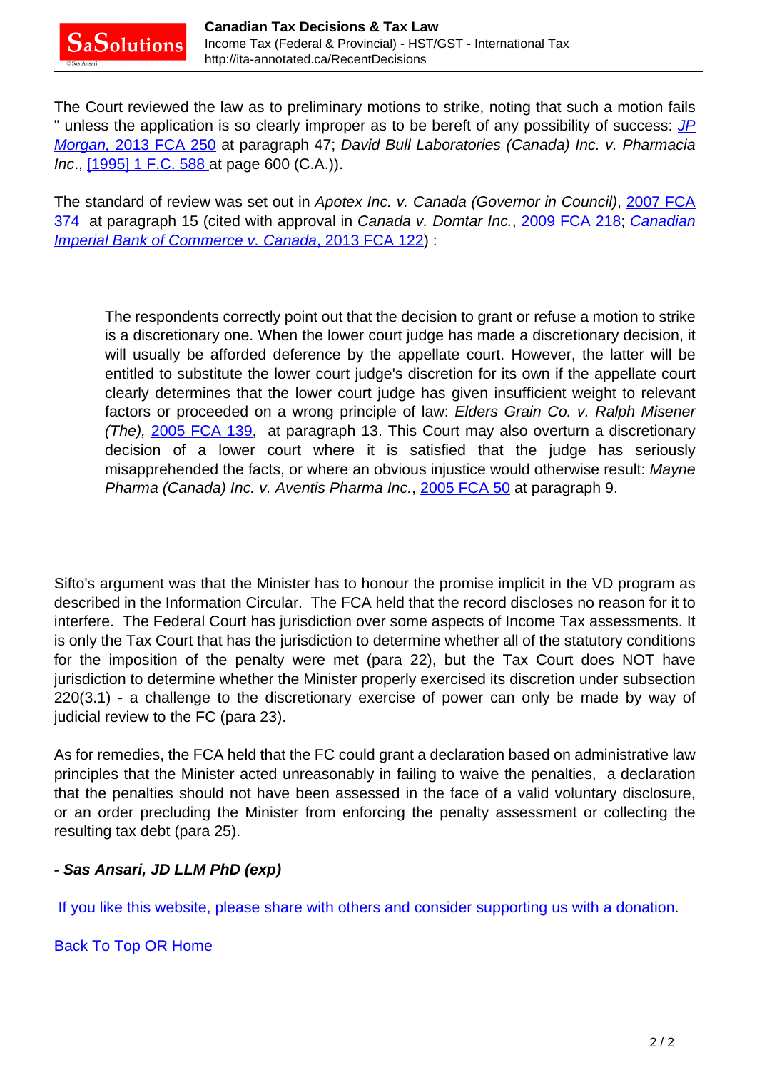The Court reviewed the law as to preliminary motions to strike, noting that such a motion fails " unless the application is so clearly improper as to be bereft of any possibility of success: *JP Morgan*, 2013 FCA 250 at paragraph 47; *David Bull Laboratories (Canada) Inc. v. Pharmacia Inc*., [1995] 1 F.C. 588 at page 600 (C.A.)).

The standard of review was set out in *Apotex Inc. v. Canada (Governor in Council)*, 2007 FCA 374 at paragraph 15 (cited with approval in *Canada v. Domtar Inc.*, 2009 FCA 218; *Canadian Imperial Bank of Commerce v. Canada*, 2013 FCA 122) :

> The respondents correctly point out that the decision to grant or refuse a motion to strike is a discretionary one. When the lower court judge has made a discretionary decision, it will usually be afforded deference by the appellate court. However, the latter will be entitled to substitute the lower court judge's discretion for its own if the appellate court clearly determines that the lower court judge has given insufficient weight to relevant factors or proceeded on a wrong principle of law: *Elders Grain Co. v. Ralph Misener (The),* 2005 FCA 139, at paragraph 13. This Court may also overturn a discretionary decision of a lower court where it is satisfied that the judge has seriously misapprehended the facts, or where an obvious injustice would otherwise result: *Mayne Pharma (Canada) Inc. v. Aventis Pharma Inc.*, 2005 FCA 50 at paragraph 9.

Sifto's argument was that the Minister has to honour the promise implicit in the VD program as described in the Information Circular. The FCA held that the record discloses no reason for it to interfere. The Federal Court has jurisdiction over some aspects of Income Tax assessments. It is only the Tax Court that has the jurisdiction to determine whether all of the statutory conditions for the imposition of the penalty were met (para 22), but the Tax Court does NOT have jurisdiction to determine whether the Minister properly exercised its discretion under subsection 220(3.1) - a challenge to the discretionary exercise of power can only be made by way of judicial review to the FC (para 23).

As for remedies, the FCA held that the FC could grant a declaration based on administrative law principles that the Minister acted unreasonably in failing to waive the penalties, a declaration that the penalties should not have been assessed in the face of a valid voluntary disclosure, or an order precluding the Minister from enforcing the penalty assessment or collecting the resulting tax debt (para 25).

***- Sas Ansari, JD LLM PhD (exp)***

If you like this website, please share with others and consider supporting us with a donation.

Back To Top OR Home